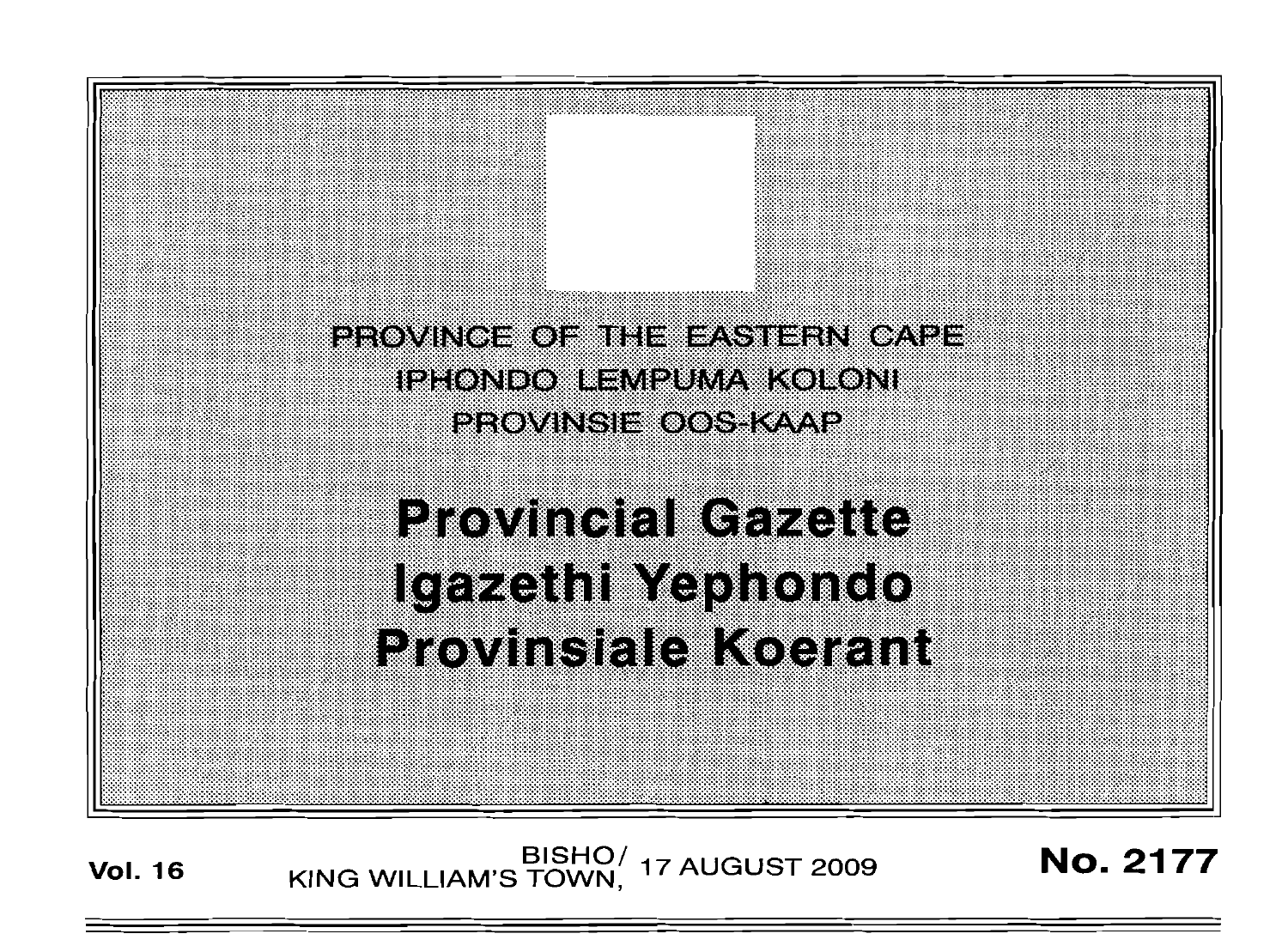PROVINCE OF THE EASTERN CAPE
IPHONDO LEMPUMA KOLONI
PROVINSIE OOS-KAAP

# Provincial Gazette
# Igazethi Yephondo
# Provinsiale Koerant

**Vol. 16** BISHO/ KING WILLIAM'S TOWN, 17 AUGUST 2009 **No. 2177**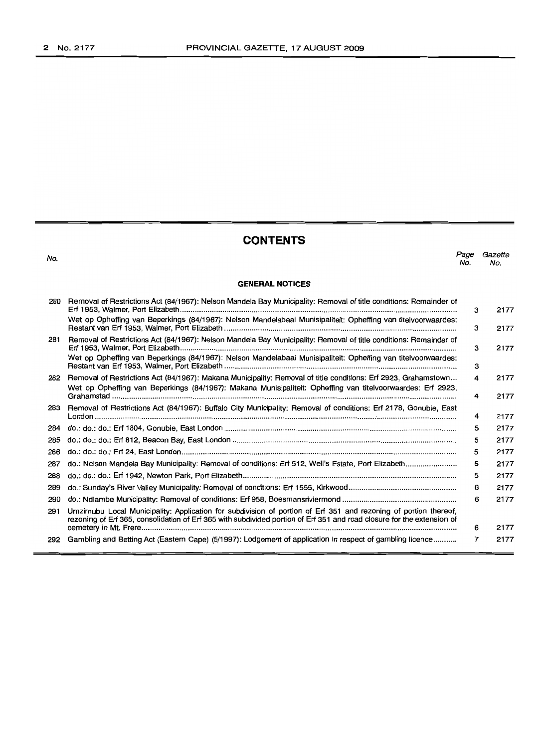# CONTENTS

| No. | | Page No. | Gazette No. |
|---|---|---|---|
| | **GENERAL NOTICES** | | |
| 280 | Removal of Restrictions Act (84/1967): Nelson Mandela Bay Municipality: Removal of title conditions: Remainder of Erf 1953, Walmer, Port Elizabeth | 3 | 2177 |
| | Wet op Opheffing van Beperkings (84/1967): Nelson Mandelabaai Munisipaliteit: Opheffing van titelvoorwaardes: Restant van Erf 1953, Walmer, Port Elizabeth | 3 | 2177 |
| 281 | Removal of Restrictions Act (84/1967): Nelson Mandela Bay Municipality: Removal of title conditions: Remainder of Erf 1953, Walmer, Port Elizabeth | 3 | 2177 |
| | Wet op Opheffing van Beperkings (84/1967): Nelson Mandelabaai Munisipaliteit: Opheffing van titelvoorwaardes: Restant van Erf 1953, Walmer, Port Elizabeth | 3 | |
| 282 | Removal of Restrictions Act (84/1967): Makana Municipality: Removal of title conditions: Erf 2923, Grahamstown | 4 | 2177 |
| | Wet op Opheffing van Beperkings (84/1967): Makana Munisipaliteit: Opheffing van titelvoorwaardes: Erf 2923, Grahamstad | 4 | 2177 |
| 283 | Removal of Restrictions Act (84/1967): Buffalo City Municipality: Removal of conditions: Erf 2178, Gonubie, East London | 4 | 2177 |
| 284 | do.: do.: do.: Erf 1804, Gonubie, East London | 5 | 2177 |
| 285 | do.: do.: do.: Erf 812, Beacon Bay, East London | 5 | 2177 |
| 286 | do.: do.: do.: Erf 24, East London | 5 | 2177 |
| 287 | do.: Nelson Mandela Bay Municipality: Removal of conditions: Erf 512, Well's Estate, Port Elizabeth | 5 | 2177 |
| 288 | do.: do.: do.: Erf 1942, Newton Park, Port Elizabeth | 5 | 2177 |
| 289 | do.: Sunday's River Valley Municipality: Removal of conditions: Erf 1555, Kirkwood | 6 | 2177 |
| 290 | do.: Ndlambe Municipality: Removal of conditions: Erf 958, Boesmansriviermond | 6 | 2177 |
| 291 | Umzimubu Local Municipality: Application for subdivision of portion of Erf 351 and rezoning of portion thereof, rezoning of Erf 365, consolidation of Erf 365 with subdivided portion of Erf 351 and road closure for the extension of cemetery in Mt. Frere | 6 | 2177 |
| 292 | Gambling and Betting Act (Eastern Cape) (5/1997): Lodgement of application in respect of gambling licence | 7 | 2177 |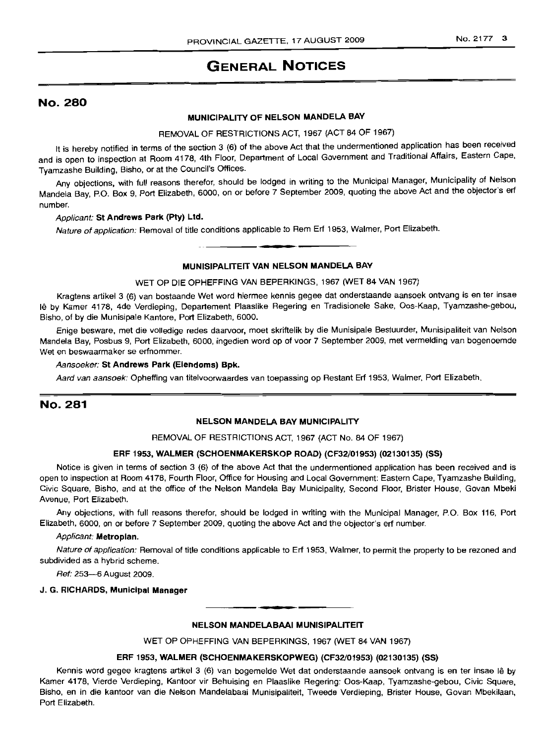# GENERAL NOTICES

## No. 280

### MUNICIPALITY OF NELSON MANDELA BAY

REMOVAL OF RESTRICTIONS ACT, 1967 (ACT 84 OF 1967)

It is hereby notified in terms of the section 3 (6) of the above Act that the undermentioned application has been received and is open to inspection at Room 4178, 4th Floor, Department of Local Government and Traditional Affairs, Eastern Cape, Tyamzashe Building, Bisho, or at the Council's Offices.

Any objections, with full reasons therefor, should be lodged in writing to the Municipal Manager, Municipality of Nelson Mandela Bay, P.O. Box 9, Port Elizabeth, 6000, on or before 7 September 2009, quoting the above Act and the objector's erf number.

*Applicant:* **St Andrews Park (Pty) Ltd.**

*Nature of application:* Removal of title conditions applicable to Rem Erf 1953, Walmer, Port Elizabeth.

---

### MUNISIPALITEIT VAN NELSON MANDELA BAY

WET OP DIE OPHEFFING VAN BEPERKINGS, 1967 (WET 84 VAN 1967)

Kragtens artikel 3 (6) van bostaande Wet word hiermee kennis gegee dat onderstaande aansoek ontvang is en ter insae lê by Kamer 4178, 4de Verdieping, Departement Plaaslike Regering en Tradisionele Sake, Oos-Kaap, Tyamzashe-gebou, Bisho, of by die Munisipale Kantore, Port Elizabeth, 6000.

Enige besware, met die volledige redes daarvoor, moet skriftelik by die Munisipale Bestuurder, Munisipaliteit van Nelson Mandela Bay, Posbus 9, Port Elizabeth, 6000, ingedien word op of voor 7 September 2009, met vermelding van bogenoemde Wet en beswaarmaker se erfnommer.

*Aansoeker:* **St Andrews Park (Eiendoms) Bpk.**

*Aard van aansoek:* Opheffing van titelvoorwaardes van toepassing op Restant Erf 1953, Walmer, Port Elizabeth.

## No. 281

### NELSON MANDELA BAY MUNICIPALITY

REMOVAL OF RESTRICTIONS ACT, 1967 (ACT No. 84 OF 1967)

**ERF 1953, WALMER (SCHOENMAKERSKOP ROAD) (CF32/01953) (02130135) (SS)**

Notice is given in terms of section 3 (6) of the above Act that the undermentioned application has been received and is open to inspection at Room 4178, Fourth Floor, Office for Housing and Local Government: Eastern Cape, Tyamzashe Building, Civic Square, Bisho, and at the office of the Nelson Mandela Bay Municipality, Second Floor, Brister House, Govan Mbeki Avenue, Port Elizabeth.

Any objections, with full reasons therefor, should be lodged in writing with the Municipal Manager, P.O. Box 116, Port Elizabeth, 6000, on or before 7 September 2009, quoting the above Act and the objector's erf number.

*Applicant:* **Metroplan.**

*Nature of application:* Removal of title conditions applicable to Erf 1953, Walmer, to permit the property to be rezoned and subdivided as a hybrid scheme.

*Ref:* 253—6 August 2009.

**J. G. RICHARDS, Municipal Manager**

---

### NELSON MANDELABAAI MUNISIPALITEIT

WET OP OPHEFFING VAN BEPERKINGS, 1967 (WET 84 VAN 1967)

**ERF 1953, WALMER (SCHOENMAKERSKOPWEG) (CF32/01953) (02130135) (SS)**

Kennis word gegee kragtens artikel 3 (6) van bogemelde Wet dat onderstaande aansoek ontvang is en ter insae lê by Kamer 4178, Vierde Verdieping, Kantoor vir Behuising en Plaaslike Regering: Oos-Kaap, Tyamzashe-gebou, Civic Square, Bisho, en in die kantoor van die Nelson Mandelabaai Munisipaliteit, Tweede Verdieping, Brister House, Govan Mbekilaan, Port Elizabeth.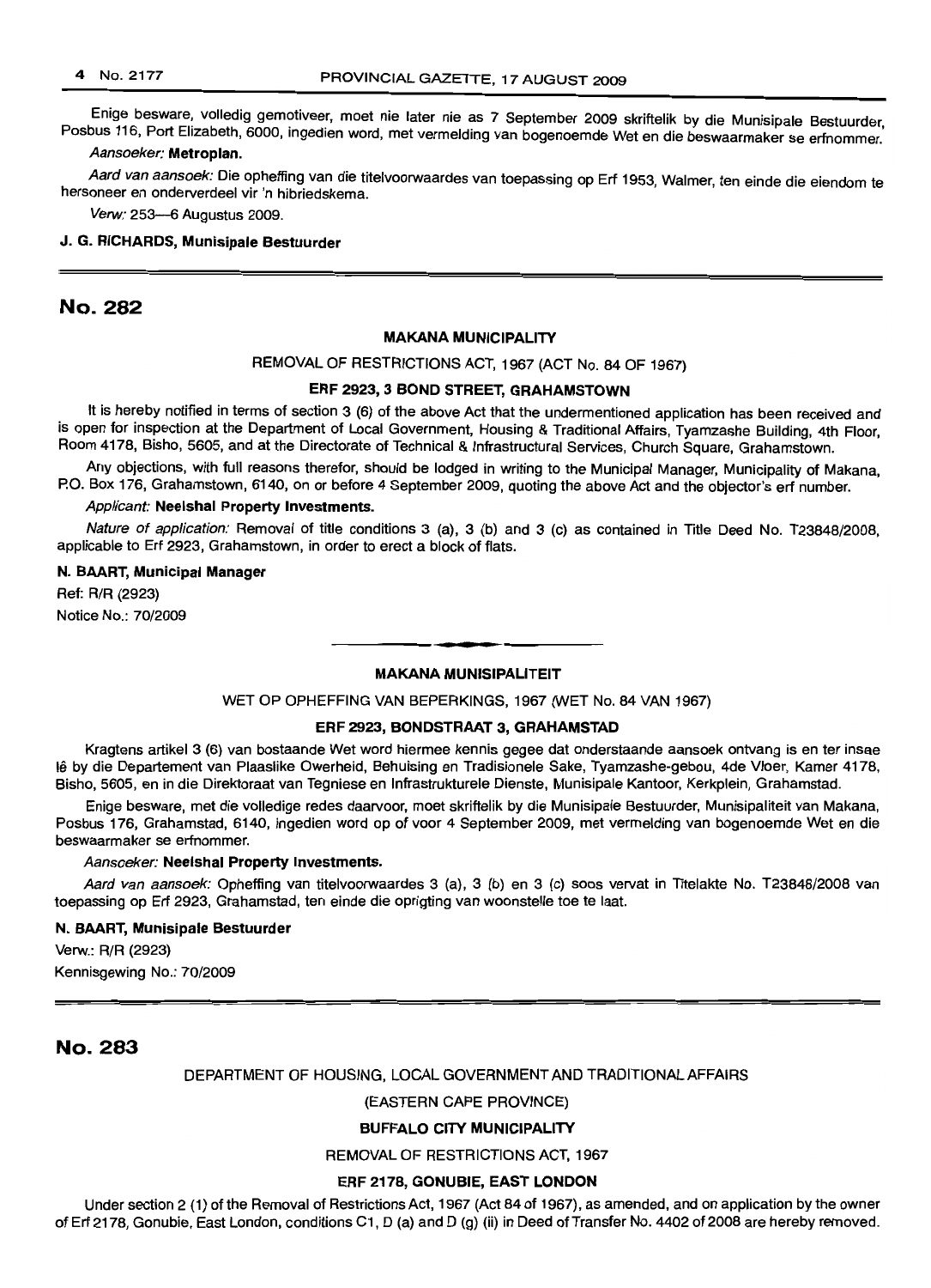Enige besware, volledig gemotiveer, moet nie later nie as 7 September 2009 skriftelik by die Munisipale Bestuurder, Posbus 116, Port Elizabeth, 6000, ingedien word, met vermelding van bogenoemde Wet en die beswaarmaker se erfnommer.

*Aansoeker:* **Metroplan.**

*Aard van aansoek:* Die opheffing van die titelvoorwaardes van toepassing op Erf 1953, Walmer, ten einde die eiendom te hersoneer en onderverdeel vir 'n hibriedskema.

*Verw:* 253—6 Augustus 2009.

**J. G. RICHARDS, Munisipale Bestuurder**

---

## No. 282

### MAKANA MUNICIPALITY

REMOVAL OF RESTRICTIONS ACT, 1967 (ACT No. 84 OF 1967)

**ERF 2923, 3 BOND STREET, GRAHAMSTOWN**

It is hereby notified in terms of section 3 (6) of the above Act that the undermentioned application has been received and is open for inspection at the Department of Local Government, Housing & Traditional Affairs, Tyamzashe Building, 4th Floor, Room 4178, Bisho, 5605, and at the Directorate of Technical & Infrastructural Services, Church Square, Grahamstown.

Any objections, with full reasons therefor, should be lodged in writing to the Municipal Manager, Municipality of Makana, P.O. Box 176, Grahamstown, 6140, on or before 4 September 2009, quoting the above Act and the objector's erf number.

*Applicant:* **Neelshal Property Investments.**

*Nature of application:* Removal of title conditions 3 (a), 3 (b) and 3 (c) as contained in Title Deed No. T23848/2008, applicable to Erf 2923, Grahamstown, in order to erect a block of flats.

**N. BAART, Municipal Manager**

Ref: R/R (2923)

Notice No.: 70/2009

---

### MAKANA MUNISIPALITEIT

WET OP OPHEFFING VAN BEPERKINGS, 1967 (WET No. 84 VAN 1967)

**ERF 2923, BONDSTRAAT 3, GRAHAMSTAD**

Kragtens artikel 3 (6) van bostaande Wet word hiermee kennis gegee dat onderstaande aansoek ontvang is en ter insae lê by die Departement van Plaaslike Owerheid, Behuising en Tradisionele Sake, Tyamzashe-gebou, 4de Vloer, Kamer 4178, Bisho, 5605, en in die Direktoraat van Tegniese en Infrastrukturele Dienste, Munisipale Kantoor, Kerkplein, Grahamstad.

Enige besware, met die volledige redes daarvoor, moet skriftelik by die Munisipale Bestuurder, Munisipaliteit van Makana, Posbus 176, Grahamstad, 6140, ingedien word op of voor 4 September 2009, met vermelding van bogenoemde Wet en die beswaarmaker se erfnommer.

*Aansoeker:* **Neelshal Property Investments.**

*Aard van aansoek:* Opheffing van titelvoorwaardes 3 (a), 3 (b) en 3 (c) soos vervat in Titelakte No. T23848/2008 van toepassing op Erf 2923, Grahamstad, ten einde die oprigting van woonstelle toe te laat.

**N. BAART, Munisipale Bestuurder**

Verw.: R/R (2923)

Kennisgewing No.: 70/2009

---

## No. 283

DEPARTMENT OF HOUSING, LOCAL GOVERNMENT AND TRADITIONAL AFFAIRS

(EASTERN CAPE PROVINCE)

**BUFFALO CITY MUNICIPALITY**

REMOVAL OF RESTRICTIONS ACT, 1967

**ERF 2178, GONUBIE, EAST LONDON**

Under section 2 (1) of the Removal of Restrictions Act, 1967 (Act 84 of 1967), as amended, and on application by the owner of Erf 2178, Gonubie, East London, conditions C1, D (a) and D (g) (ii) in Deed of Transfer No. 4402 of 2008 are hereby removed.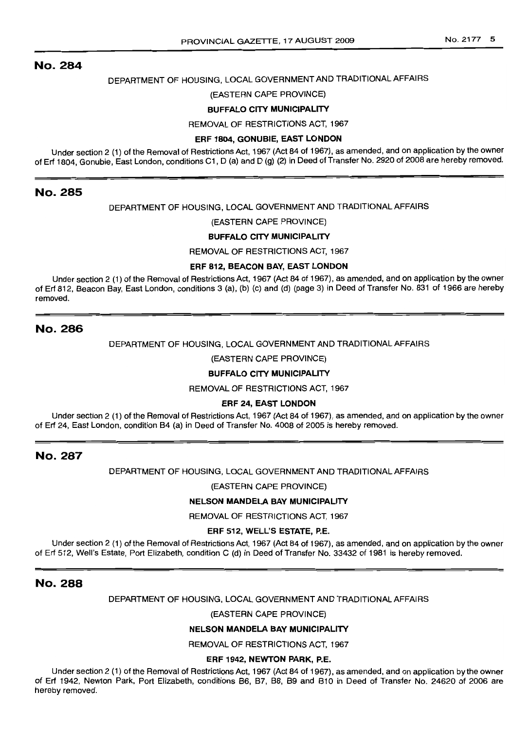## No. 284

DEPARTMENT OF HOUSING, LOCAL GOVERNMENT AND TRADITIONAL AFFAIRS

(EASTERN CAPE PROVINCE)

**BUFFALO CITY MUNICIPALITY**

REMOVAL OF RESTRICTIONS ACT, 1967

**ERF 1804, GONUBIE, EAST LONDON**

Under section 2 (1) of the Removal of Restrictions Act, 1967 (Act 84 of 1967), as amended, and on application by the owner of Erf 1804, Gonubie, East London, conditions C1, D (a) and D (g) (2) in Deed of Transfer No. 2920 of 2008 are hereby removed.

## No. 285

DEPARTMENT OF HOUSING, LOCAL GOVERNMENT AND TRADITIONAL AFFAIRS

(EASTERN CAPE PROVINCE)

**BUFFALO CITY MUNICIPALITY**

REMOVAL OF RESTRICTIONS ACT, 1967

**ERF 812, BEACON BAY, EAST LONDON**

Under section 2 (1) of the Removal of Restrictions Act, 1967 (Act 84 of 1967), as amended, and on application by the owner of Erf 812, Beacon Bay, East London, conditions 3 (a), (b) (c) and (d) (page 3) in Deed of Transfer No. 831 of 1966 are hereby removed.

## No. 286

DEPARTMENT OF HOUSING, LOCAL GOVERNMENT AND TRADITIONAL AFFAIRS

(EASTERN CAPE PROVINCE)

**BUFFALO CITY MUNICIPALITY**

REMOVAL OF RESTRICTIONS ACT, 1967

**ERF 24, EAST LONDON**

Under section 2 (1) of the Removal of Restrictions Act, 1967 (Act 84 of 1967), as amended, and on application by the owner of Erf 24, East London, condition B4 (a) in Deed of Transfer No. 4008 of 2005 is hereby removed.

## No. 287

DEPARTMENT OF HOUSING, LOCAL GOVERNMENT AND TRADITIONAL AFFAIRS

(EASTERN CAPE PROVINCE)

**NELSON MANDELA BAY MUNICIPALITY**

REMOVAL OF RESTRICTIONS ACT, 1967

**ERF 512, WELL'S ESTATE, P.E.**

Under section 2 (1) of the Removal of Restrictions Act, 1967 (Act 84 of 1967), as amended, and on application by the owner of Erf 512, Well's Estate, Port Elizabeth, condition C (d) in Deed of Transfer No. 33432 of 1981 is hereby removed.

## No. 288

DEPARTMENT OF HOUSING, LOCAL GOVERNMENT AND TRADITIONAL AFFAIRS

(EASTERN CAPE PROVINCE)

**NELSON MANDELA BAY MUNICIPALITY**

REMOVAL OF RESTRICTIONS ACT, 1967

**ERF 1942, NEWTON PARK, P.E.**

Under section 2 (1) of the Removal of Restrictions Act, 1967 (Act 84 of 1967), as amended, and on application by the owner of Erf 1942, Newton Park, Port Elizabeth, conditions B6, B7, B8, B9 and B10 in Deed of Transfer No. 24620 of 2006 are hereby removed.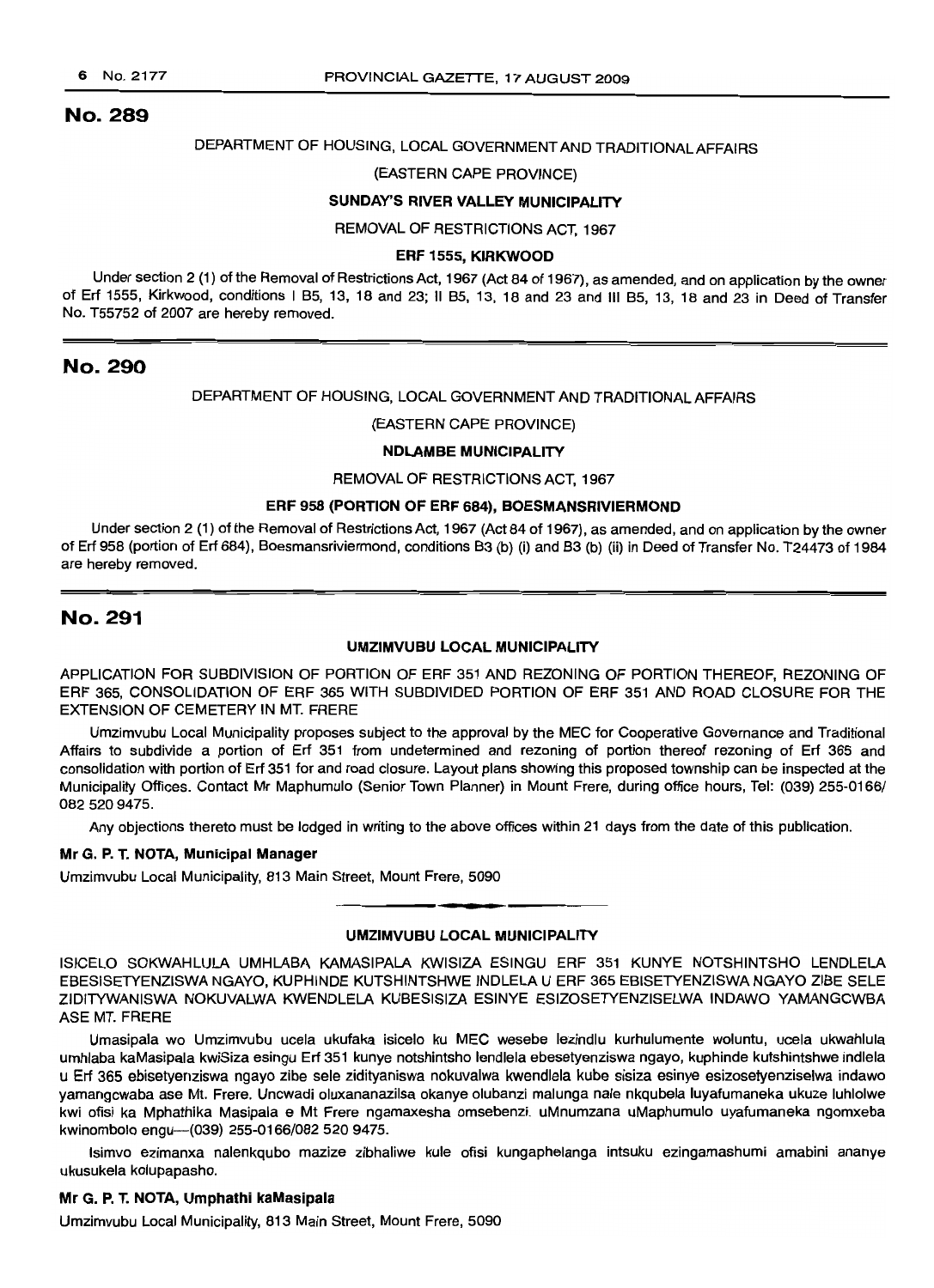## No. 289

DEPARTMENT OF HOUSING, LOCAL GOVERNMENT AND TRADITIONAL AFFAIRS

(EASTERN CAPE PROVINCE)

**SUNDAY'S RIVER VALLEY MUNICIPALITY**

REMOVAL OF RESTRICTIONS ACT, 1967

**ERF 1555, KIRKWOOD**

Under section 2 (1) of the Removal of Restrictions Act, 1967 (Act 84 of 1967), as amended, and on application by the owner of Erf 1555, Kirkwood, conditions I B5, 13, 18 and 23; II B5, 13, 18 and 23 and III B5, 13, 18 and 23 in Deed of Transfer No. T55752 of 2007 are hereby removed.

## No. 290

DEPARTMENT OF HOUSING, LOCAL GOVERNMENT AND TRADITIONAL AFFAIRS

(EASTERN CAPE PROVINCE)

**NDLAMBE MUNICIPALITY**

REMOVAL OF RESTRICTIONS ACT, 1967

**ERF 958 (PORTION OF ERF 684), BOESMANSRIVIERMOND**

Under section 2 (1) of the Removal of Restrictions Act, 1967 (Act 84 of 1967), as amended, and on application by the owner of Erf 958 (portion of Erf 684), Boesmansriviermond, conditions B3 (b) (i) and B3 (b) (ii) in Deed of Transfer No. T24473 of 1984 are hereby removed.

## No. 291

**UMZIMVUBU LOCAL MUNICIPALITY**

APPLICATION FOR SUBDIVISION OF PORTION OF ERF 351 AND REZONING OF PORTION THEREOF, REZONING OF ERF 365, CONSOLIDATION OF ERF 365 WITH SUBDIVIDED PORTION OF ERF 351 AND ROAD CLOSURE FOR THE EXTENSION OF CEMETERY IN MT. FRERE

Umzimvubu Local Municipality proposes subject to the approval by the MEC for Cooperative Governance and Traditional Affairs to subdivide a portion of Erf 351 from undetermined and rezoning of portion thereof rezoning of Erf 365 and consolidation with portion of Erf 351 for and road closure. Layout plans showing this proposed township can be inspected at the Municipality Offices. Contact Mr Maphumulo (Senior Town Planner) in Mount Frere, during office hours, Tel: (039) 255-0166/ 082 520 9475.

Any objections thereto must be lodged in writing to the above offices within 21 days from the date of this publication.

**Mr G. P. T. NOTA, Municipal Manager**

Umzimvubu Local Municipality, 813 Main Street, Mount Frere, 5090

---

**UMZIMVUBU LOCAL MUNICIPALITY**

ISICELO SOKWAHLULA UMHLABA KAMASIPALA KWISIZA ESINGU ERF 351 KUNYE NOTSHINTSHO LENDLELA EBESISETYENZISWA NGAYO, KUPHINDE KUTSHINTSHWE INDLELA U ERF 365 EBISETYENZISWA NGAYO ZIBE SELE ZIDITYWANISWA NOKUVALWA KWENDLELA KUBESISIZA ESINYE ESIZOSETYENZISELWA INDAWO YAMANGCWBA ASE MT. FRERE

Umasipala wo Umzimvubu ucela ukufaka isicelo ku MEC wesebe lezindlu kurhulumente woluntu, ucela ukwahlula umhlaba kaMasipala kwiSiza esingu Erf 351 kunye notshintsho lendlela ebesetyenziswa ngayo, kuphinde kutshintshwe indlela u Erf 365 ebisetyenziswa ngayo zibe sele zidityaniswa nokuvalwa kwendlela kube sisiza esinye esizosetyenziselwa indawo yamangcwaba ase Mt. Frere. Uncwadi oluxananazilsa okanye olubanzi malunga nale nkqubela luyafumaneka ukuze luhlolwe kwi ofisi ka Mphathika Masipala e Mt Frere ngamaxesha omsebenzi. uMnumzana uMaphumulo uyafumaneka ngomxeba kwinombolo engu—(039) 255-0166/082 520 9475.

Isimvo ezimanxa nalenkqubo mazize zibhaliwe kule ofisi kungaphelanga intsuku ezingamashumi amabini ananye ukusukela kolupapasho.

**Mr G. P. T. NOTA, Umphathi kaMasipala**

Umzimvubu Local Municipality, 813 Main Street, Mount Frere, 5090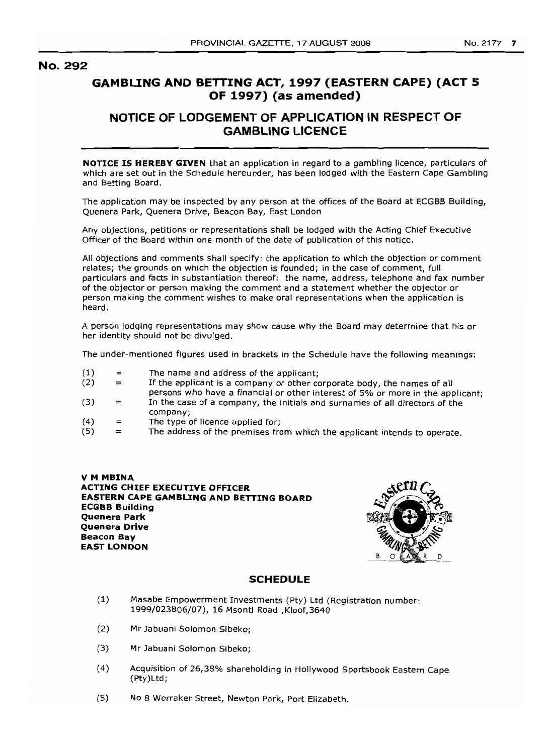**No. 292**

## GAMBLING AND BETTING ACT, 1997 (EASTERN CAPE) (ACT 5 OF 1997) (as amended)

## NOTICE OF LODGEMENT OF APPLICATION IN RESPECT OF GAMBLING LICENCE

**NOTICE IS HEREBY GIVEN** that an application in regard to a gambling licence, particulars of which are set out in the Schedule hereunder, has been lodged with the Eastern Cape Gambling and Betting Board.

The application may be inspected by any person at the offices of the Board at ECGBB Building, Quenera Park, Quenera Drive, Beacon Bay, East London

Any objections, petitions or representations shall be lodged with the Acting Chief Executive Officer of the Board within one month of the date of publication of this notice.

All objections and comments shall specify: the application to which the objection or comment relates; the grounds on which the objection is founded; in the case of comment, full particulars and facts in substantiation thereof: the name, address, telephone and fax number of the objector or person making the comment and a statement whether the objector or person making the comment wishes to make oral representations when the application is heard.

A person lodging representations may show cause why the Board may determine that his or her identity should not be divulged.

The under-mentioned figures used in brackets in the Schedule have the following meanings:

(1) = The name and address of the applicant;

(2) = If the applicant is a company or other corporate body, the names of all persons who have a financial or other interest of 5% or more in the applicant;

(3) = In the case of a company, the initials and surnames of all directors of the company;

(4) = The type of licence applied for;

(5) = The address of the premises from which the applicant intends to operate.

**V M MBINA**
**ACTING CHIEF EXECUTIVE OFFICER**
**EASTERN CAPE GAMBLING AND BETTING BOARD**
**ECGBB Building**
**Quenera Park**
**Quenera Drive**
**Beacon Bay**
**EAST LONDON**

### SCHEDULE

(1) Masabe Empowerment Investments (Pty) Ltd (Registration number: 1999/023806/07), 16 Msonti Road ,Kloof,3640

(2) Mr Jabuani Solomon Sibeko;

(3) Mr Jabuani Solomon Sibeko;

(4) Acquisition of 26,38% shareholding in Hollywood Sportsbook Eastern Cape (Pty)Ltd;

(5) No 8 Worraker Street, Newton Park, Port Elizabeth.